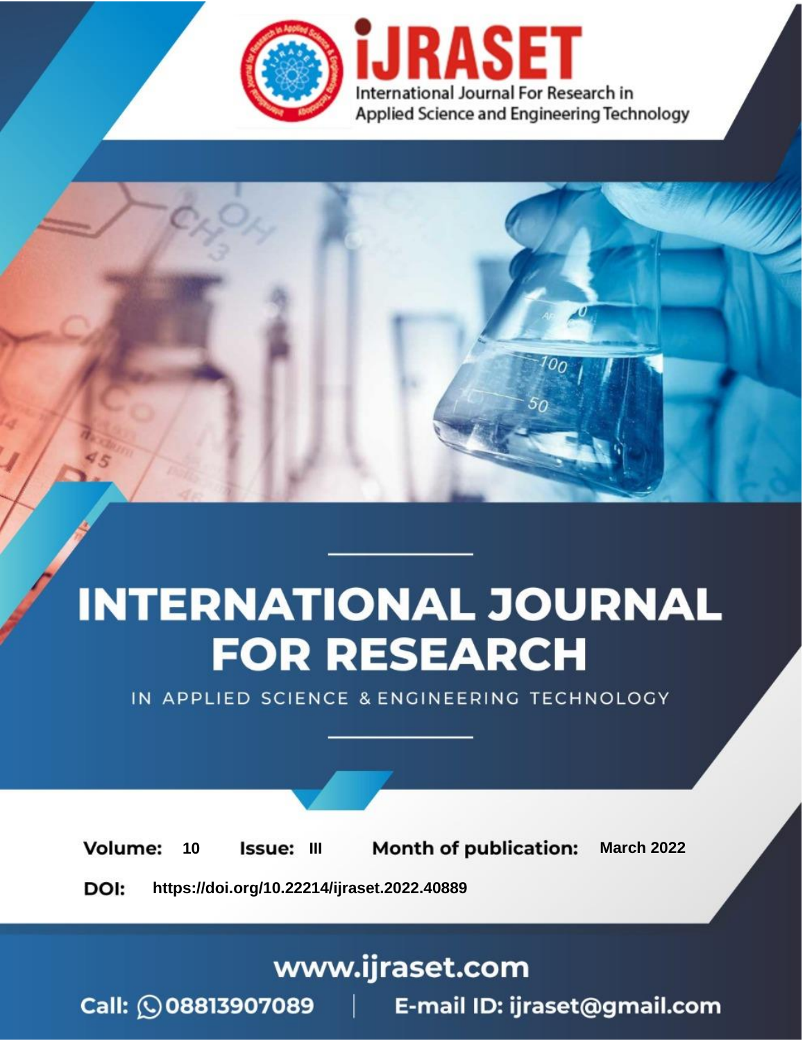International Journal For Research in Applied Science and Engineering Technology

# INTERNATIONAL JOURNAL FOR RESEARCH

IN APPLIED SCIENCE & ENGINEERING TECHNOLOGY

**Volume:** 10 **Issue:** III **Month of publication:** March 2022

**DOI:** https://doi.org/10.22214/ijraset.2022.40889

www.ijraset.com

Call: 08813907089 | E-mail ID: ijraset@gmail.com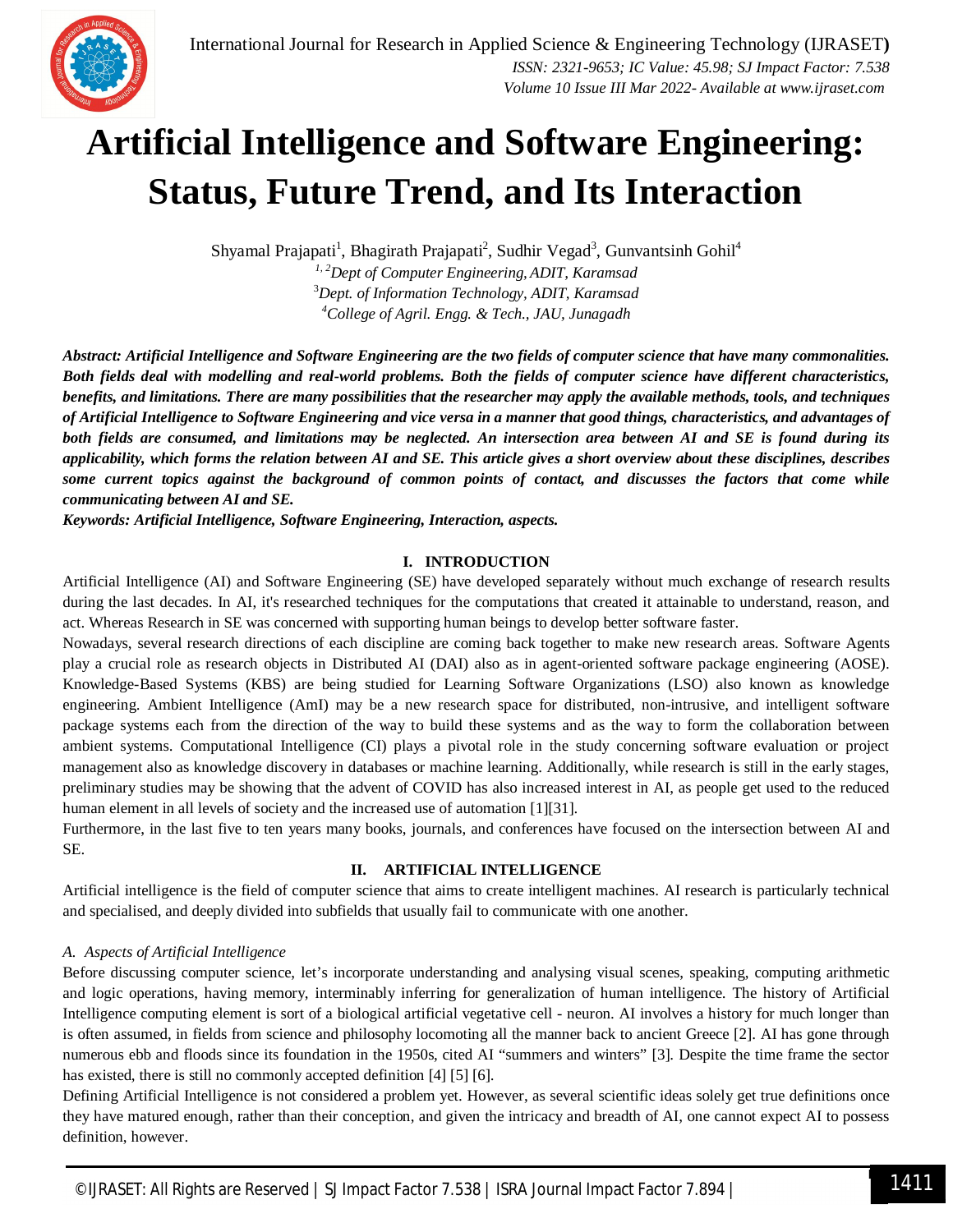# Artificial Intelligence and Software Engineering: Status, Future Trend, and Its Interaction

Shyamal Prajapati[1], Bhagirath Prajapati[2], Sudhir Vegad[3], Gunvantsinh Gohil[4]

*[1, 2]Dept of Computer Engineering, ADIT, Karamsad*
*[3]Dept. of Information Technology, ADIT, Karamsad*
*[4]College of Agril. Engg. & Tech., JAU, Junagadh*

***Abstract:** Artificial Intelligence and Software Engineering are the two fields of computer science that have many commonalities. Both fields deal with modelling and real-world problems. Both the fields of computer science have different characteristics, benefits, and limitations. There are many possibilities that the researcher may apply the available methods, tools, and techniques of Artificial Intelligence to Software Engineering and vice versa in a manner that good things, characteristics, and advantages of both fields are consumed, and limitations may be neglected. An intersection area between AI and SE is found during its applicability, which forms the relation between AI and SE. This article gives a short overview about these disciplines, describes some current topics against the background of common points of contact, and discusses the factors that come while communicating between AI and SE.*

***Keywords:** Artificial Intelligence, Software Engineering, Interaction, aspects.*

## I. INTRODUCTION

Artificial Intelligence (AI) and Software Engineering (SE) have developed separately without much exchange of research results during the last decades. In AI, it's researched techniques for the computations that created it attainable to understand, reason, and act. Whereas Research in SE was concerned with supporting human beings to develop better software faster.

Nowadays, several research directions of each discipline are coming back together to make new research areas. Software Agents play a crucial role as research objects in Distributed AI (DAI) also as in agent-oriented software package engineering (AOSE). Knowledge-Based Systems (KBS) are being studied for Learning Software Organizations (LSO) also known as knowledge engineering. Ambient Intelligence (AmI) may be a new research space for distributed, non-intrusive, and intelligent software package systems each from the direction of the way to build these systems and as the way to form the collaboration between ambient systems. Computational Intelligence (CI) plays a pivotal role in the study concerning software evaluation or project management also as knowledge discovery in databases or machine learning. Additionally, while research is still in the early stages, preliminary studies may be showing that the advent of COVID has also increased interest in AI, as people get used to the reduced human element in all levels of society and the increased use of automation [1][31].

Furthermore, in the last five to ten years many books, journals, and conferences have focused on the intersection between AI and SE.

## II. ARTIFICIAL INTELLIGENCE

Artificial intelligence is the field of computer science that aims to create intelligent machines. AI research is particularly technical and specialised, and deeply divided into subfields that usually fail to communicate with one another.

### *A. Aspects of Artificial Intelligence*

Before discussing computer science, let's incorporate understanding and analysing visual scenes, speaking, computing arithmetic and logic operations, having memory, interminably inferring for generalization of human intelligence. The history of Artificial Intelligence computing element is sort of a biological artificial vegetative cell - neuron. AI involves a history for much longer than is often assumed, in fields from science and philosophy locomoting all the manner back to ancient Greece [2]. AI has gone through numerous ebb and floods since its foundation in the 1950s, cited AI "summers and winters" [3]. Despite the time frame the sector has existed, there is still no commonly accepted definition [4] [5] [6].

Defining Artificial Intelligence is not considered a problem yet. However, as several scientific ideas solely get true definitions once they have matured enough, rather than their conception, and given the intricacy and breadth of AI, one cannot expect AI to possess definition, however.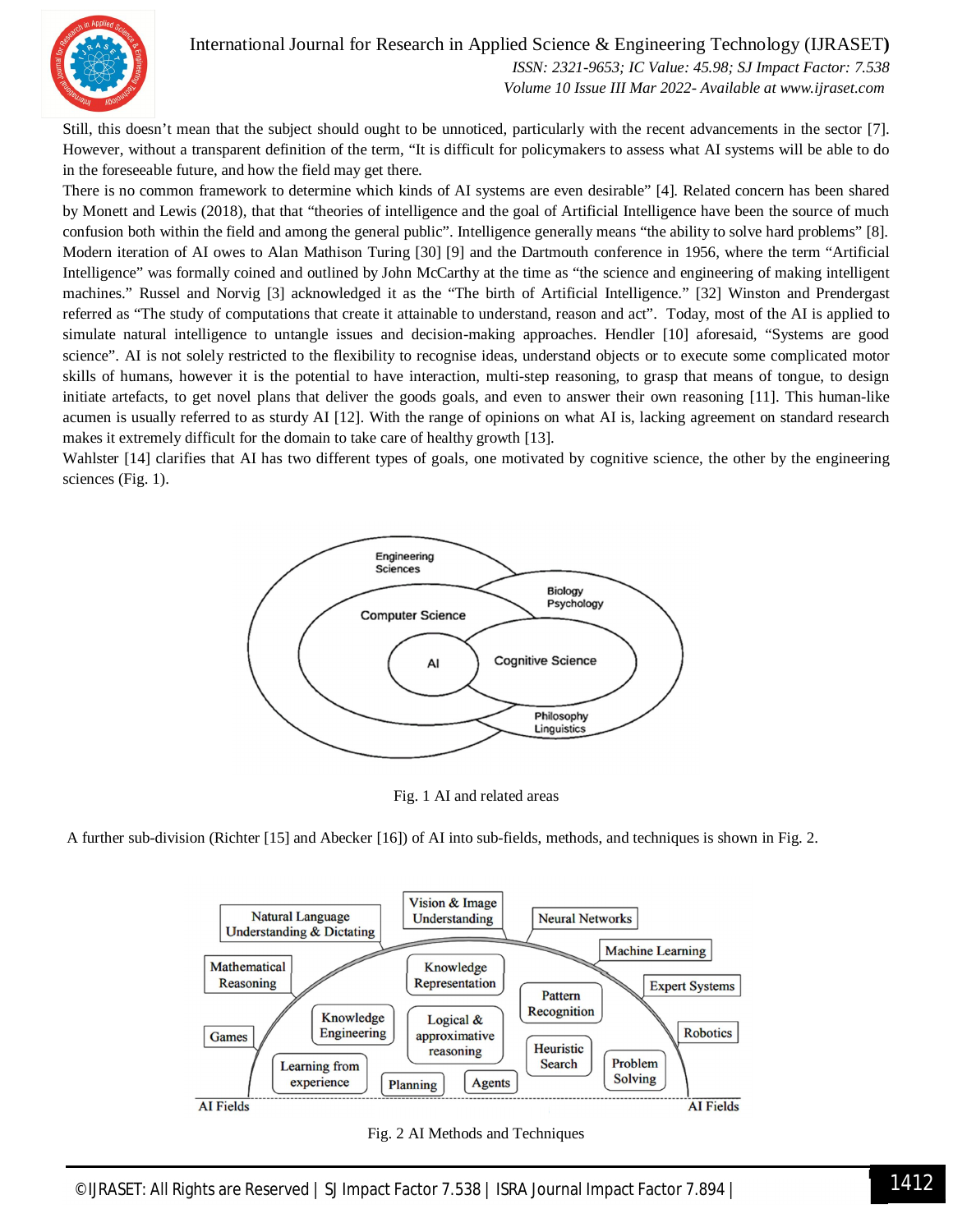Still, this doesn't mean that the subject should ought to be unnoticed, particularly with the recent advancements in the sector [7]. However, without a transparent definition of the term, "It is difficult for policymakers to assess what AI systems will be able to do in the foreseeable future, and how the field may get there.

There is no common framework to determine which kinds of AI systems are even desirable" [4]. Related concern has been shared by Monett and Lewis (2018), that that "theories of intelligence and the goal of Artificial Intelligence have been the source of much confusion both within the field and among the general public". Intelligence generally means "the ability to solve hard problems" [8]. Modern iteration of AI owes to Alan Mathison Turing [30] [9] and the Dartmouth conference in 1956, where the term "Artificial Intelligence" was formally coined and outlined by John McCarthy at the time as "the science and engineering of making intelligent machines." Russel and Norvig [3] acknowledged it as the "The birth of Artificial Intelligence." [32] Winston and Prendergast referred as "The study of computations that create it attainable to understand, reason and act". Today, most of the AI is applied to simulate natural intelligence to untangle issues and decision-making approaches. Hendler [10] aforesaid, "Systems are good science". AI is not solely restricted to the flexibility to recognise ideas, understand objects or to execute some complicated motor skills of humans, however it is the potential to have interaction, multi-step reasoning, to grasp that means of tongue, to design initiate artefacts, to get novel plans that deliver the goods goals, and even to answer their own reasoning [11]. This human-like acumen is usually referred to as sturdy AI [12]. With the range of opinions on what AI is, lacking agreement on standard research makes it extremely difficult for the domain to take care of healthy growth [13].

Wahlster [14] clarifies that AI has two different types of goals, one motivated by cognitive science, the other by the engineering sciences (Fig. 1).

Fig. 1 AI and related areas

A further sub-division (Richter [15] and Abecker [16]) of AI into sub-fields, methods, and techniques is shown in Fig. 2.

Fig. 2 AI Methods and Techniques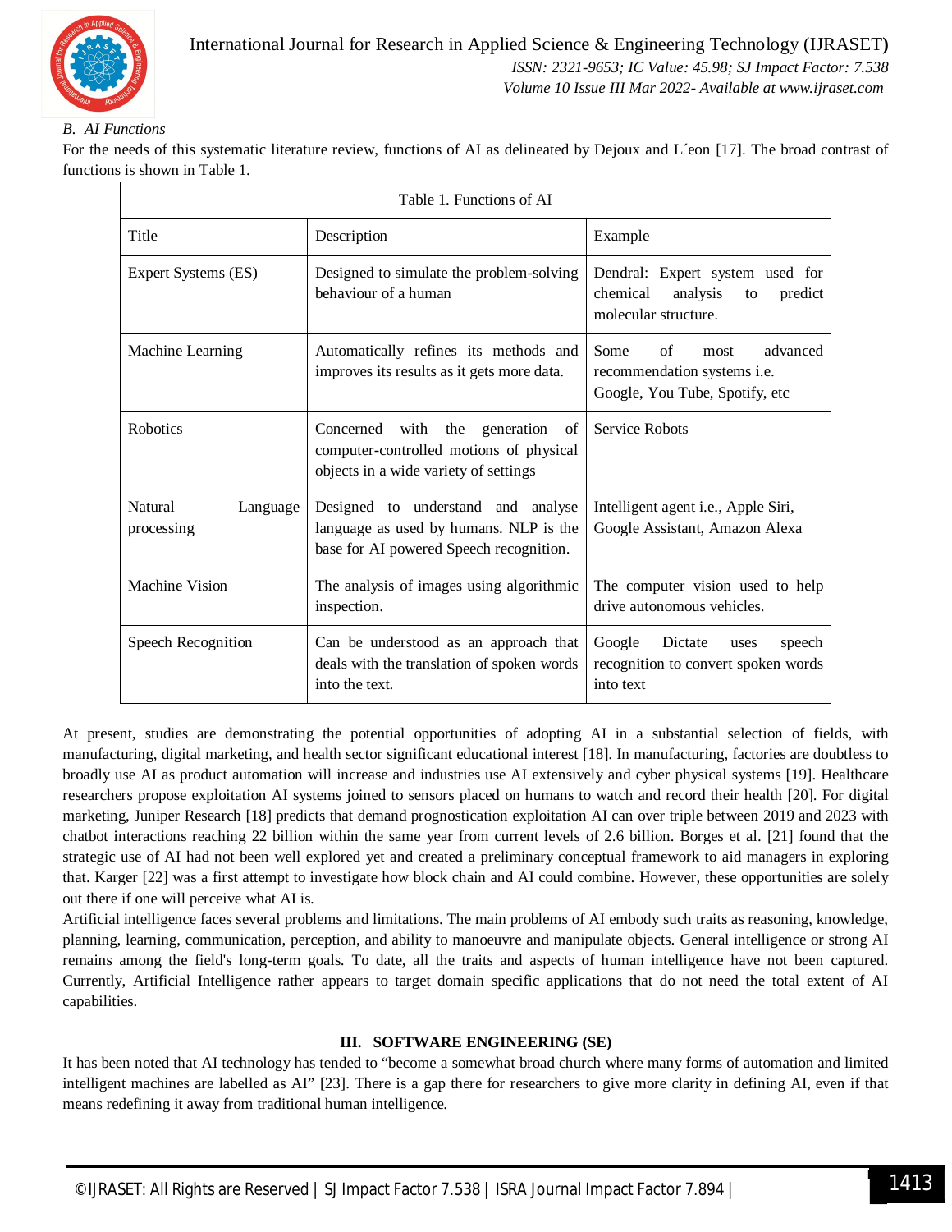### B. AI Functions

For the needs of this systematic literature review, functions of AI as delineated by Dejoux and L´eon [17]. The broad contrast of functions is shown in Table 1.

Table 1. Functions of AI

| Title | Description | Example |
|---|---|---|
| Expert Systems (ES) | Designed to simulate the problem-solving behaviour of a human | Dendral: Expert system used for chemical analysis to predict molecular structure. |
| Machine Learning | Automatically refines its methods and improves its results as it gets more data. | Some of most advanced recommendation systems i.e. Google, You Tube, Spotify, etc |
| Robotics | Concerned with the generation of computer-controlled motions of physical objects in a wide variety of settings | Service Robots |
| Natural Language processing | Designed to understand and analyse language as used by humans. NLP is the base for AI powered Speech recognition. | Intelligent agent i.e., Apple Siri, Google Assistant, Amazon Alexa |
| Machine Vision | The analysis of images using algorithmic inspection. | The computer vision used to help drive autonomous vehicles. |
| Speech Recognition | Can be understood as an approach that deals with the translation of spoken words into the text. | Google Dictate uses speech recognition to convert spoken words into text |

At present, studies are demonstrating the potential opportunities of adopting AI in a substantial selection of fields, with manufacturing, digital marketing, and health sector significant educational interest [18]. In manufacturing, factories are doubtless to broadly use AI as product automation will increase and industries use AI extensively and cyber physical systems [19]. Healthcare researchers propose exploitation AI systems joined to sensors placed on humans to watch and record their health [20]. For digital marketing, Juniper Research [18] predicts that demand prognostication exploitation AI can over triple between 2019 and 2023 with chatbot interactions reaching 22 billion within the same year from current levels of 2.6 billion. Borges et al. [21] found that the strategic use of AI had not been well explored yet and created a preliminary conceptual framework to aid managers in exploring that. Karger [22] was a first attempt to investigate how block chain and AI could combine. However, these opportunities are solely out there if one will perceive what AI is.

Artificial intelligence faces several problems and limitations. The main problems of AI embody such traits as reasoning, knowledge, planning, learning, communication, perception, and ability to manoeuvre and manipulate objects. General intelligence or strong AI remains among the field's long-term goals. To date, all the traits and aspects of human intelligence have not been captured. Currently, Artificial Intelligence rather appears to target domain specific applications that do not need the total extent of AI capabilities.

## III. SOFTWARE ENGINEERING (SE)

It has been noted that AI technology has tended to "become a somewhat broad church where many forms of automation and limited intelligent machines are labelled as AI" [23]. There is a gap there for researchers to give more clarity in defining AI, even if that means redefining it away from traditional human intelligence.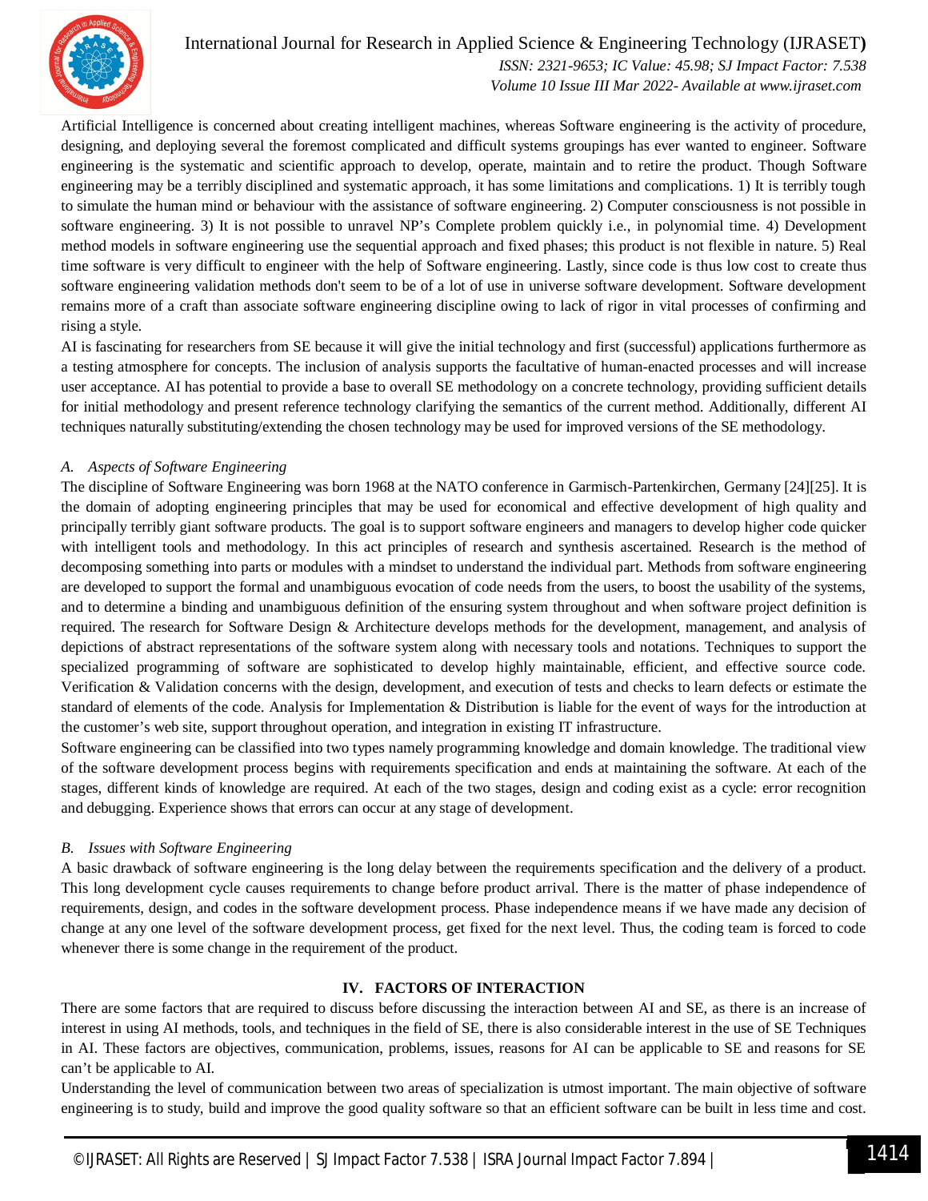Artificial Intelligence is concerned about creating intelligent machines, whereas Software engineering is the activity of procedure, designing, and deploying several the foremost complicated and difficult systems groupings has ever wanted to engineer. Software engineering is the systematic and scientific approach to develop, operate, maintain and to retire the product. Though Software engineering may be a terribly disciplined and systematic approach, it has some limitations and complications. 1) It is terribly tough to simulate the human mind or behaviour with the assistance of software engineering. 2) Computer consciousness is not possible in software engineering. 3) It is not possible to unravel NP's Complete problem quickly i.e., in polynomial time. 4) Development method models in software engineering use the sequential approach and fixed phases; this product is not flexible in nature. 5) Real time software is very difficult to engineer with the help of Software engineering. Lastly, since code is thus low cost to create thus software engineering validation methods don't seem to be of a lot of use in universe software development. Software development remains more of a craft than associate software engineering discipline owing to lack of rigor in vital processes of confirming and rising a style.

AI is fascinating for researchers from SE because it will give the initial technology and first (successful) applications furthermore as a testing atmosphere for concepts. The inclusion of analysis supports the facultative of human-enacted processes and will increase user acceptance. AI has potential to provide a base to overall SE methodology on a concrete technology, providing sufficient details for initial methodology and present reference technology clarifying the semantics of the current method. Additionally, different AI techniques naturally substituting/extending the chosen technology may be used for improved versions of the SE methodology.

### *A. Aspects of Software Engineering*

The discipline of Software Engineering was born 1968 at the NATO conference in Garmisch-Partenkirchen, Germany [24][25]. It is the domain of adopting engineering principles that may be used for economical and effective development of high quality and principally terribly giant software products. The goal is to support software engineers and managers to develop higher code quicker with intelligent tools and methodology. In this act principles of research and synthesis ascertained. Research is the method of decomposing something into parts or modules with a mindset to understand the individual part. Methods from software engineering are developed to support the formal and unambiguous evocation of code needs from the users, to boost the usability of the systems, and to determine a binding and unambiguous definition of the ensuring system throughout and when software project definition is required. The research for Software Design & Architecture develops methods for the development, management, and analysis of depictions of abstract representations of the software system along with necessary tools and notations. Techniques to support the specialized programming of software are sophisticated to develop highly maintainable, efficient, and effective source code. Verification & Validation concerns with the design, development, and execution of tests and checks to learn defects or estimate the standard of elements of the code. Analysis for Implementation & Distribution is liable for the event of ways for the introduction at the customer's web site, support throughout operation, and integration in existing IT infrastructure.

Software engineering can be classified into two types namely programming knowledge and domain knowledge. The traditional view of the software development process begins with requirements specification and ends at maintaining the software. At each of the stages, different kinds of knowledge are required. At each of the two stages, design and coding exist as a cycle: error recognition and debugging. Experience shows that errors can occur at any stage of development.

### *B. Issues with Software Engineering*

A basic drawback of software engineering is the long delay between the requirements specification and the delivery of a product. This long development cycle causes requirements to change before product arrival. There is the matter of phase independence of requirements, design, and codes in the software development process. Phase independence means if we have made any decision of change at any one level of the software development process, get fixed for the next level. Thus, the coding team is forced to code whenever there is some change in the requirement of the product.

## IV. FACTORS OF INTERACTION

There are some factors that are required to discuss before discussing the interaction between AI and SE, as there is an increase of interest in using AI methods, tools, and techniques in the field of SE, there is also considerable interest in the use of SE Techniques in AI. These factors are objectives, communication, problems, issues, reasons for AI can be applicable to SE and reasons for SE can't be applicable to AI.

Understanding the level of communication between two areas of specialization is utmost important. The main objective of software engineering is to study, build and improve the good quality software so that an efficient software can be built in less time and cost.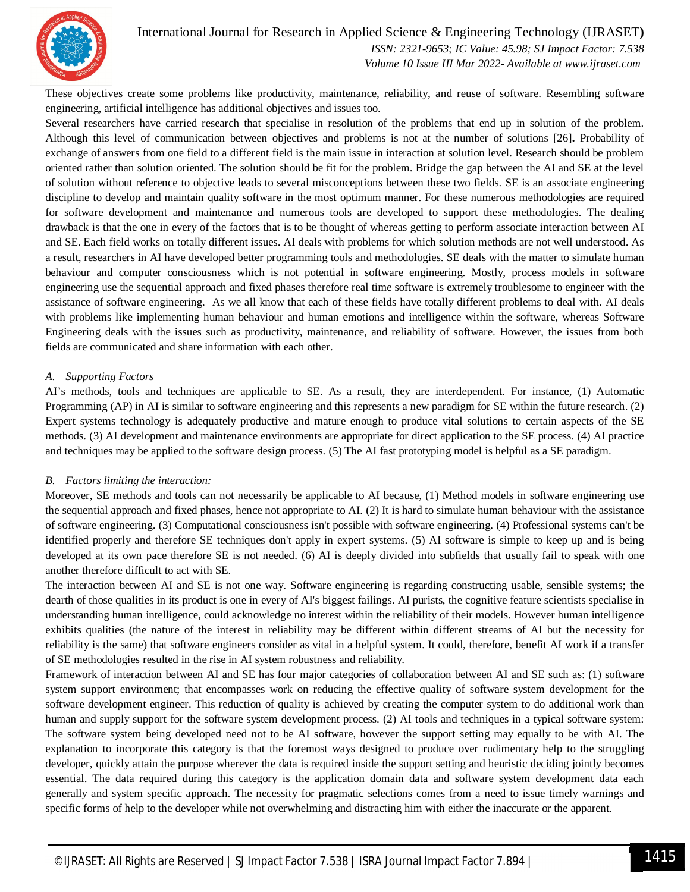These objectives create some problems like productivity, maintenance, reliability, and reuse of software. Resembling software engineering, artificial intelligence has additional objectives and issues too.

Several researchers have carried research that specialise in resolution of the problems that end up in solution of the problem. Although this level of communication between objectives and problems is not at the number of solutions [26]**.** Probability of exchange of answers from one field to a different field is the main issue in interaction at solution level. Research should be problem oriented rather than solution oriented. The solution should be fit for the problem. Bridge the gap between the AI and SE at the level of solution without reference to objective leads to several misconceptions between these two fields. SE is an associate engineering discipline to develop and maintain quality software in the most optimum manner. For these numerous methodologies are required for software development and maintenance and numerous tools are developed to support these methodologies. The dealing drawback is that the one in every of the factors that is to be thought of whereas getting to perform associate interaction between AI and SE. Each field works on totally different issues. AI deals with problems for which solution methods are not well understood. As a result, researchers in AI have developed better programming tools and methodologies. SE deals with the matter to simulate human behaviour and computer consciousness which is not potential in software engineering. Mostly, process models in software engineering use the sequential approach and fixed phases therefore real time software is extremely troublesome to engineer with the assistance of software engineering. As we all know that each of these fields have totally different problems to deal with. AI deals with problems like implementing human behaviour and human emotions and intelligence within the software, whereas Software Engineering deals with the issues such as productivity, maintenance, and reliability of software. However, the issues from both fields are communicated and share information with each other.

### *A. Supporting Factors*

AI's methods, tools and techniques are applicable to SE. As a result, they are interdependent. For instance, (1) Automatic Programming (AP) in AI is similar to software engineering and this represents a new paradigm for SE within the future research. (2) Expert systems technology is adequately productive and mature enough to produce vital solutions to certain aspects of the SE methods. (3) AI development and maintenance environments are appropriate for direct application to the SE process. (4) AI practice and techniques may be applied to the software design process. (5) The AI fast prototyping model is helpful as a SE paradigm.

### *B. Factors limiting the interaction:*

Moreover, SE methods and tools can not necessarily be applicable to AI because, (1) Method models in software engineering use the sequential approach and fixed phases, hence not appropriate to AI. (2) It is hard to simulate human behaviour with the assistance of software engineering. (3) Computational consciousness isn't possible with software engineering. (4) Professional systems can't be identified properly and therefore SE techniques don't apply in expert systems. (5) AI software is simple to keep up and is being developed at its own pace therefore SE is not needed. (6) AI is deeply divided into subfields that usually fail to speak with one another therefore difficult to act with SE.

The interaction between AI and SE is not one way. Software engineering is regarding constructing usable, sensible systems; the dearth of those qualities in its product is one in every of AI's biggest failings. AI purists, the cognitive feature scientists specialise in understanding human intelligence, could acknowledge no interest within the reliability of their models. However human intelligence exhibits qualities (the nature of the interest in reliability may be different within different streams of AI but the necessity for reliability is the same) that software engineers consider as vital in a helpful system. It could, therefore, benefit AI work if a transfer of SE methodologies resulted in the rise in AI system robustness and reliability.

Framework of interaction between AI and SE has four major categories of collaboration between AI and SE such as: (1) software system support environment; that encompasses work on reducing the effective quality of software system development for the software development engineer. This reduction of quality is achieved by creating the computer system to do additional work than human and supply support for the software system development process. (2) AI tools and techniques in a typical software system: The software system being developed need not to be AI software, however the support setting may equally to be with AI. The explanation to incorporate this category is that the foremost ways designed to produce over rudimentary help to the struggling developer, quickly attain the purpose wherever the data is required inside the support setting and heuristic deciding jointly becomes essential. The data required during this category is the application domain data and software system development data each generally and system specific approach. The necessity for pragmatic selections comes from a need to issue timely warnings and specific forms of help to the developer while not overwhelming and distracting him with either the inaccurate or the apparent.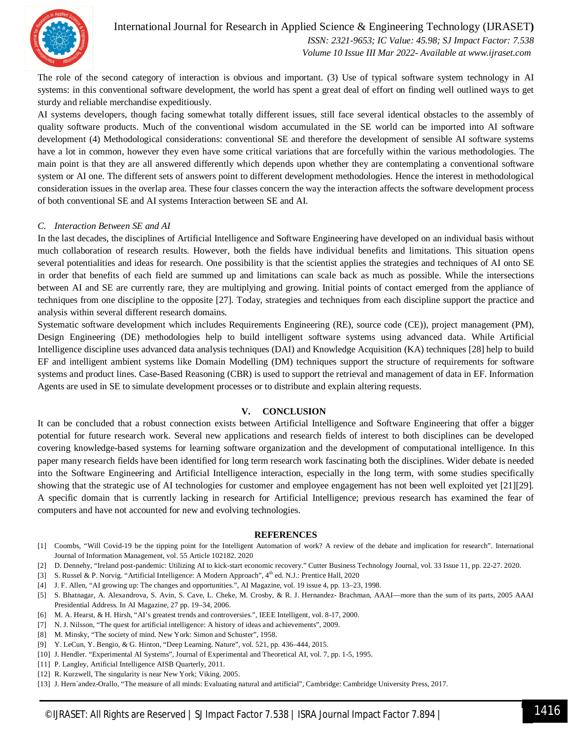The role of the second category of interaction is obvious and important. (3) Use of typical software system technology in AI systems: in this conventional software development, the world has spent a great deal of effort on finding well outlined ways to get sturdy and reliable merchandise expeditiously.

AI systems developers, though facing somewhat totally different issues, still face several identical obstacles to the assembly of quality software products. Much of the conventional wisdom accumulated in the SE world can be imported into AI software development (4) Methodological considerations: conventional SE and therefore the development of sensible AI software systems have a lot in common, however they even have some critical variations that are forcefully within the various methodologies. The main point is that they are all answered differently which depends upon whether they are contemplating a conventional software system or AI one. The different sets of answers point to different development methodologies. Hence the interest in methodological consideration issues in the overlap area. These four classes concern the way the interaction affects the software development process of both conventional SE and AI systems Interaction between SE and AI.

### C. *Interaction Between SE and AI*

In the last decades, the disciplines of Artificial Intelligence and Software Engineering have developed on an individual basis without much collaboration of research results. However, both the fields have individual benefits and limitations. This situation opens several potentialities and ideas for research. One possibility is that the scientist applies the strategies and techniques of AI onto SE in order that benefits of each field are summed up and limitations can scale back as much as possible. While the intersections between AI and SE are currently rare, they are multiplying and growing. Initial points of contact emerged from the appliance of techniques from one discipline to the opposite [27]. Today, strategies and techniques from each discipline support the practice and analysis within several different research domains.

Systematic software development which includes Requirements Engineering (RE), source code (CE)), project management (PM), Design Engineering (DE) methodologies help to build intelligent software systems using advanced data. While Artificial Intelligence discipline uses advanced data analysis techniques (DAI) and Knowledge Acquisition (KA) techniques [28] help to build EF and intelligent ambient systems like Domain Modelling (DM) techniques support the structure of requirements for software systems and product lines. Case-Based Reasoning (CBR) is used to support the retrieval and management of data in EF. Information Agents are used in SE to simulate development processes or to distribute and explain altering requests.

## V. CONCLUSION

It can be concluded that a robust connection exists between Artificial Intelligence and Software Engineering that offer a bigger potential for future research work. Several new applications and research fields of interest to both disciplines can be developed covering knowledge-based systems for learning software organization and the development of computational intelligence. In this paper many research fields have been identified for long term research work fascinating both the disciplines. Wider debate is needed into the Software Engineering and Artificial Intelligence interaction, especially in the long term, with some studies specifically showing that the strategic use of AI technologies for customer and employee engagement has not been well exploited yet [21][29]. A specific domain that is currently lacking in research for Artificial Intelligence; previous research has examined the fear of computers and have not accounted for new and evolving technologies.

## REFERENCES

[1] Coombs, "Will Covid-19 be the tipping point for the Intelligent Automation of work? A review of the debate and implication for research". International Journal of Information Management, vol. 55 Article 102182. 2020

[2] D. Dennehy, "Ireland post-pandemic: Utilizing AI to kick-start economic recovery." Cutter Business Technology Journal, vol. 33 Issue 11, pp. 22-27. 2020.

[3] S. Russel & P. Norvig. "Artificial Intelligence: A Modern Approach", 4th ed. N.J.: Prentice Hall, 2020

[4] J. F. Allen, "AI growing up: The changes and opportunities.", AI Magazine, vol. 19 issue 4, pp. 13–23, 1998.

[5] S. Bhatnagar, A. Alexandrova, S. Avin, S. Cave, L. Cheke, M. Crosby, & R. J. Hernandez- Brachman, AAAI—more than the sum of its parts, 2005 AAAI Presidential Address. In AI Magazine, 27 pp. 19–34, 2006.

[6] M. A. Hearst, & H. Hirsh, "AI's greatest trends and controversies.", IEEE Intelligent, vol. 8-17, 2000.

[7] N. J. Nilsson, "The quest for artificial intelligence: A history of ideas and achievements", 2009.

[8] M. Minsky, "The society of mind. New York: Simon and Schuster", 1958.

[9] Y. LeCun, Y. Bengio, & G. Hinton, "Deep Learning. Nature", vol. 521, pp. 436–444, 2015.

[10] J. Hendler. "Experimental AI Systems", Journal of Experimental and Theoretical AI, vol. 7, pp. 1-5, 1995.

[11] P. Langley, Artificial Intelligence AISB Quarterly, 2011.

[12] R. Kurzwell, The singularity is near New York; Viking. 2005.

[13] J. Hern´andez-Orallo, "The measure of all minds: Evaluating natural and artificial", Cambridge: Cambridge University Press, 2017.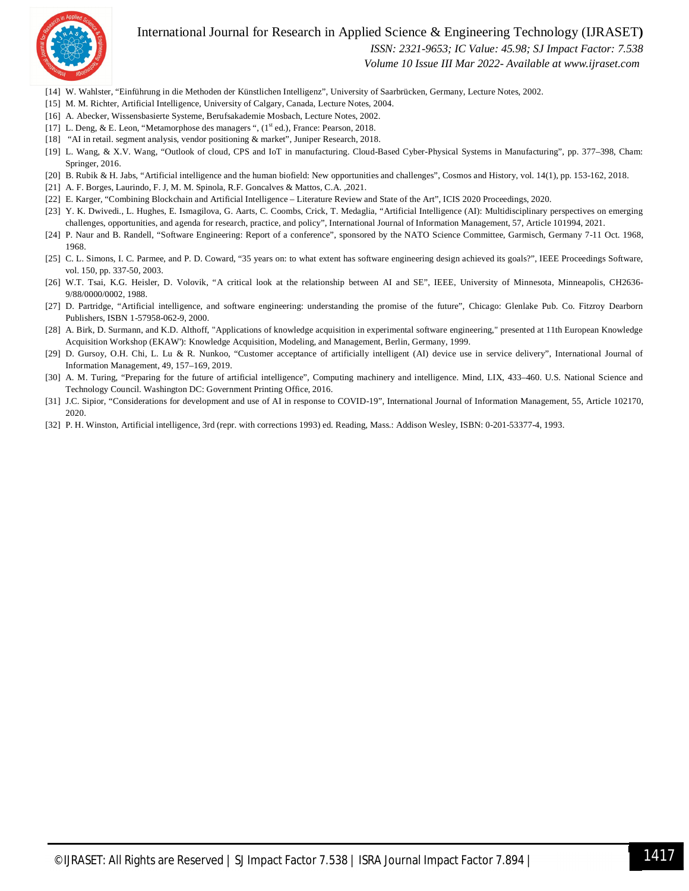[14] W. Wahlster, "Einführung in die Methoden der Künstlichen Intelligenz", University of Saarbrücken, Germany, Lecture Notes, 2002.

[15] M. M. Richter, Artificial Intelligence, University of Calgary, Canada, Lecture Notes, 2004.

[16] A. Abecker, Wissensbasierte Systeme, Berufsakademie Mosbach, Lecture Notes, 2002.

[17] L. Deng, & E. Leon, "Metamorphose des managers ", (1st ed.), France: Pearson, 2018.

[18] "AI in retail. segment analysis, vendor positioning & market", Juniper Research, 2018.

[19] L. Wang, & X.V. Wang, "Outlook of cloud, CPS and IoT in manufacturing. Cloud-Based Cyber-Physical Systems in Manufacturing", pp. 377–398, Cham: Springer, 2016.

[20] B. Rubik & H. Jabs, "Artificial intelligence and the human biofield: New opportunities and challenges", Cosmos and History, vol. 14(1), pp. 153-162, 2018.

[21] A. F. Borges, Laurindo, F. J, M. M. Spinola, R.F. Goncalves & Mattos, C.A. ,2021.

[22] E. Karger, "Combining Blockchain and Artificial Intelligence – Literature Review and State of the Art", ICIS 2020 Proceedings, 2020.

[23] Y. K. Dwivedi., L. Hughes, E. Ismagilova, G. Aarts, C. Coombs, Crick, T. Medaglia, "Artificial Intelligence (AI): Multidisciplinary perspectives on emerging challenges, opportunities, and agenda for research, practice, and policy", International Journal of Information Management, 57, Article 101994, 2021.

[24] P. Naur and B. Randell, "Software Engineering: Report of a conference", sponsored by the NATO Science Committee, Garmisch, Germany 7-11 Oct. 1968, 1968.

[25] C. L. Simons, I. C. Parmee, and P. D. Coward, "35 years on: to what extent has software engineering design achieved its goals?", IEEE Proceedings Software, vol. 150, pp. 337-50, 2003.

[26] W.T. Tsai, K.G. Heisler, D. Volovik, "A critical look at the relationship between AI and SE", IEEE, University of Minnesota, Minneapolis, CH2636-9/88/0000/0002, 1988.

[27] D. Partridge, "Artificial intelligence, and software engineering: understanding the promise of the future", Chicago: Glenlake Pub. Co. Fitzroy Dearborn Publishers, ISBN 1-57958-062-9, 2000.

[28] A. Birk, D. Surmann, and K.D. Althoff, "Applications of knowledge acquisition in experimental software engineering," presented at 11th European Knowledge Acquisition Workshop (EKAW'): Knowledge Acquisition, Modeling, and Management, Berlin, Germany, 1999.

[29] D. Gursoy, O.H. Chi, L. Lu & R. Nunkoo, "Customer acceptance of artificially intelligent (AI) device use in service delivery", International Journal of Information Management, 49, 157–169, 2019.

[30] A. M. Turing, "Preparing for the future of artificial intelligence", Computing machinery and intelligence. Mind, LIX, 433–460. U.S. National Science and Technology Council. Washington DC: Government Printing Office, 2016.

[31] J.C. Sipior, "Considerations for development and use of AI in response to COVID-19", International Journal of Information Management, 55, Article 102170, 2020.

[32] P. H. Winston, Artificial intelligence, 3rd (repr. with corrections 1993) ed. Reading, Mass.: Addison Wesley, ISBN: 0-201-53377-4, 1993.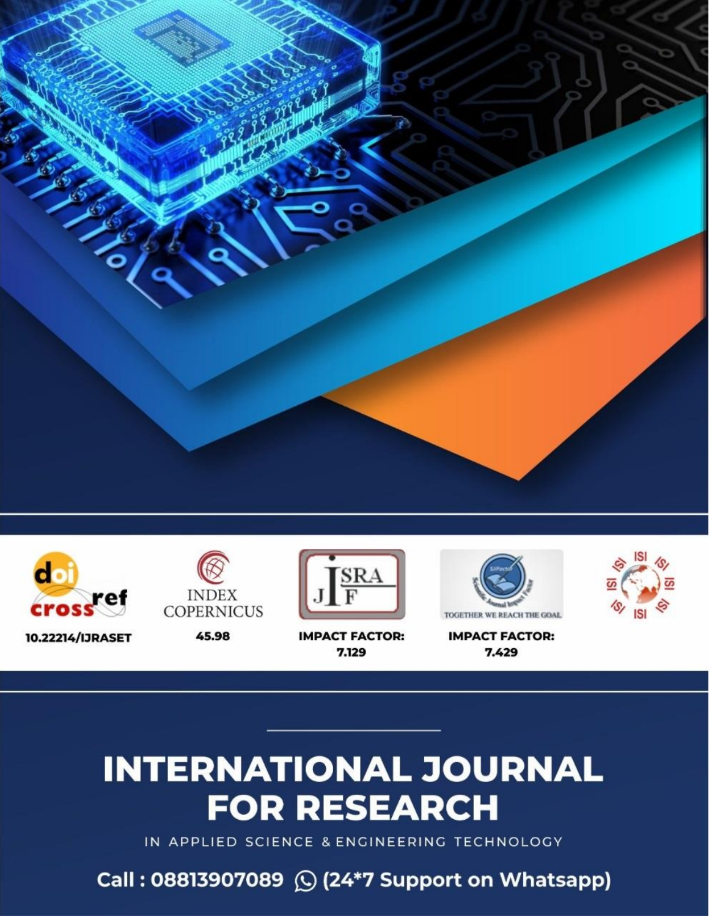10.22214/IJRASET

INDEX COPERNICUS

45.98

IMPACT FACTOR: 7.129

TOGETHER WE REACH THE GOAL

IMPACT FACTOR: 7.429

# INTERNATIONAL JOURNAL FOR RESEARCH

IN APPLIED SCIENCE & ENGINEERING TECHNOLOGY

Call : 08813907089 (24*7 Support on Whatsapp)